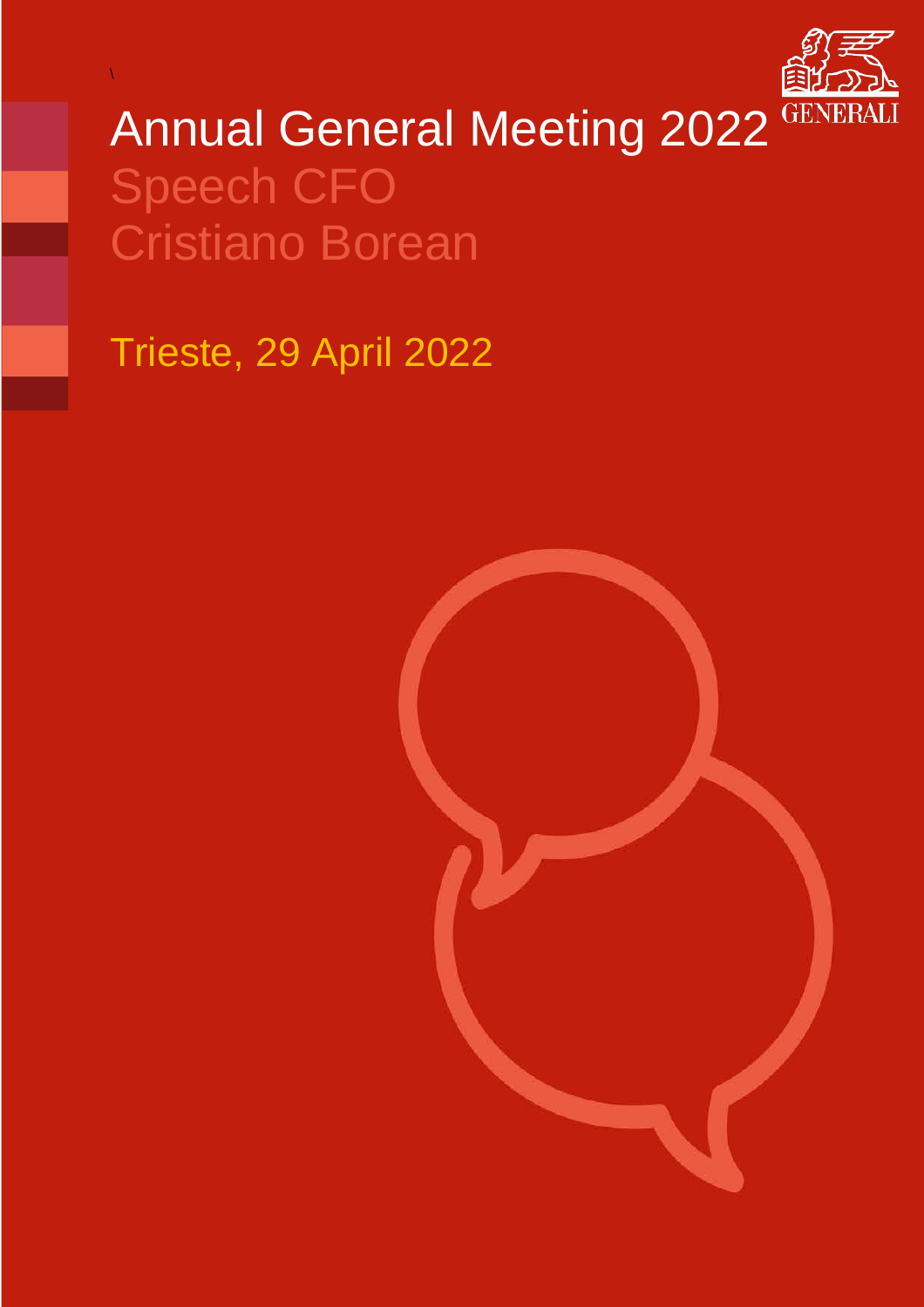# Annual General Meeting 2022

## Speech CFO
## Cristiano Borean

Trieste, 29 April 2022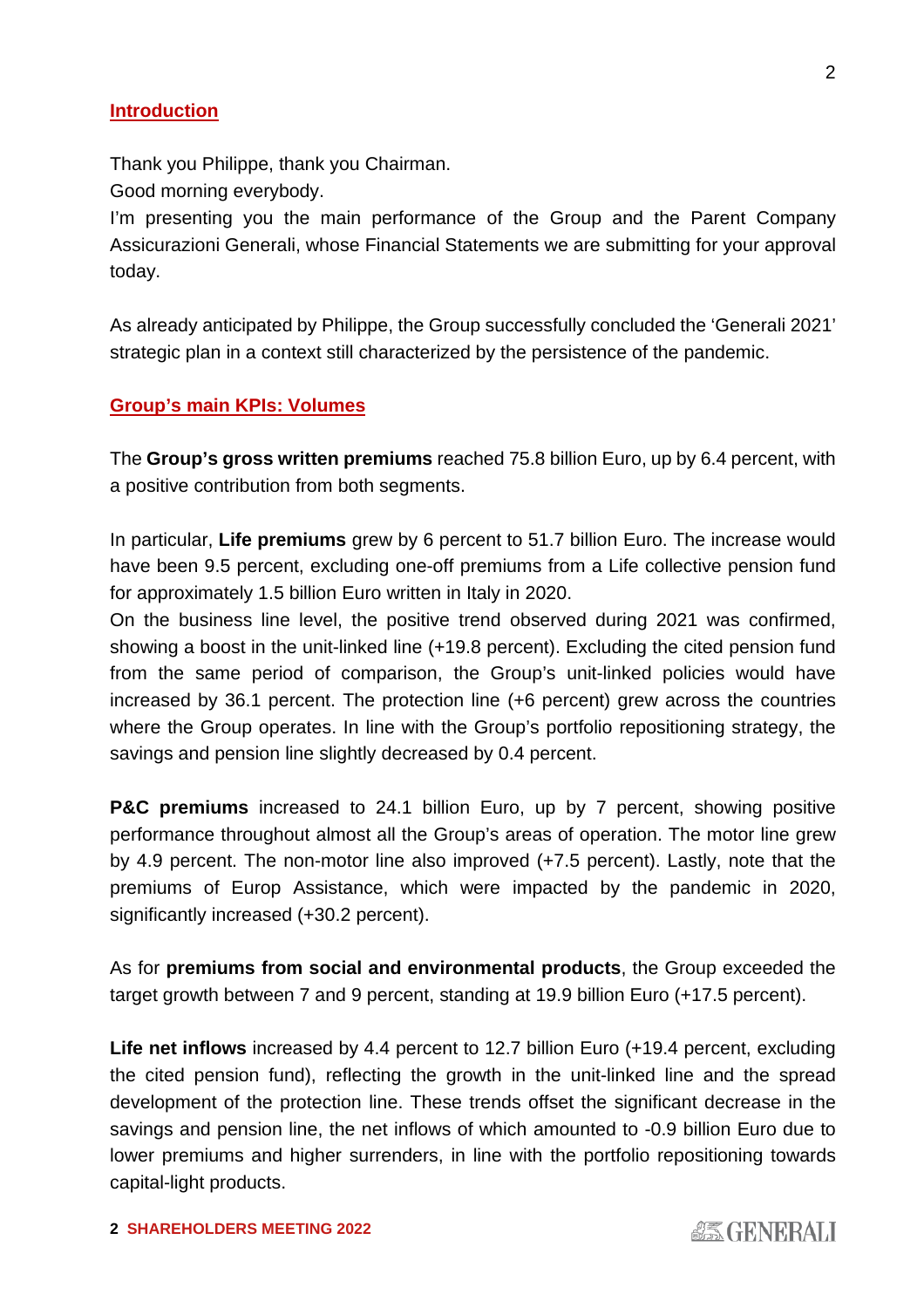## Introduction

Thank you Philippe, thank you Chairman.
Good morning everybody.
I'm presenting you the main performance of the Group and the Parent Company Assicurazioni Generali, whose Financial Statements we are submitting for your approval today.

As already anticipated by Philippe, the Group successfully concluded the 'Generali 2021' strategic plan in a context still characterized by the persistence of the pandemic.

## Group's main KPIs: Volumes

The **Group's gross written premiums** reached 75.8 billion Euro, up by 6.4 percent, with a positive contribution from both segments.

In particular, **Life premiums** grew by 6 percent to 51.7 billion Euro. The increase would have been 9.5 percent, excluding one-off premiums from a Life collective pension fund for approximately 1.5 billion Euro written in Italy in 2020.
On the business line level, the positive trend observed during 2021 was confirmed, showing a boost in the unit-linked line (+19.8 percent). Excluding the cited pension fund from the same period of comparison, the Group's unit-linked policies would have increased by 36.1 percent. The protection line (+6 percent) grew across the countries where the Group operates. In line with the Group's portfolio repositioning strategy, the savings and pension line slightly decreased by 0.4 percent.

**P&C premiums** increased to 24.1 billion Euro, up by 7 percent, showing positive performance throughout almost all the Group's areas of operation. The motor line grew by 4.9 percent. The non-motor line also improved (+7.5 percent). Lastly, note that the premiums of Europ Assistance, which were impacted by the pandemic in 2020, significantly increased (+30.2 percent).

As for **premiums from social and environmental products**, the Group exceeded the target growth between 7 and 9 percent, standing at 19.9 billion Euro (+17.5 percent).

**Life net inflows** increased by 4.4 percent to 12.7 billion Euro (+19.4 percent, excluding the cited pension fund), reflecting the growth in the unit-linked line and the spread development of the protection line. These trends offset the significant decrease in the savings and pension line, the net inflows of which amounted to -0.9 billion Euro due to lower premiums and higher surrenders, in line with the portfolio repositioning towards capital-light products.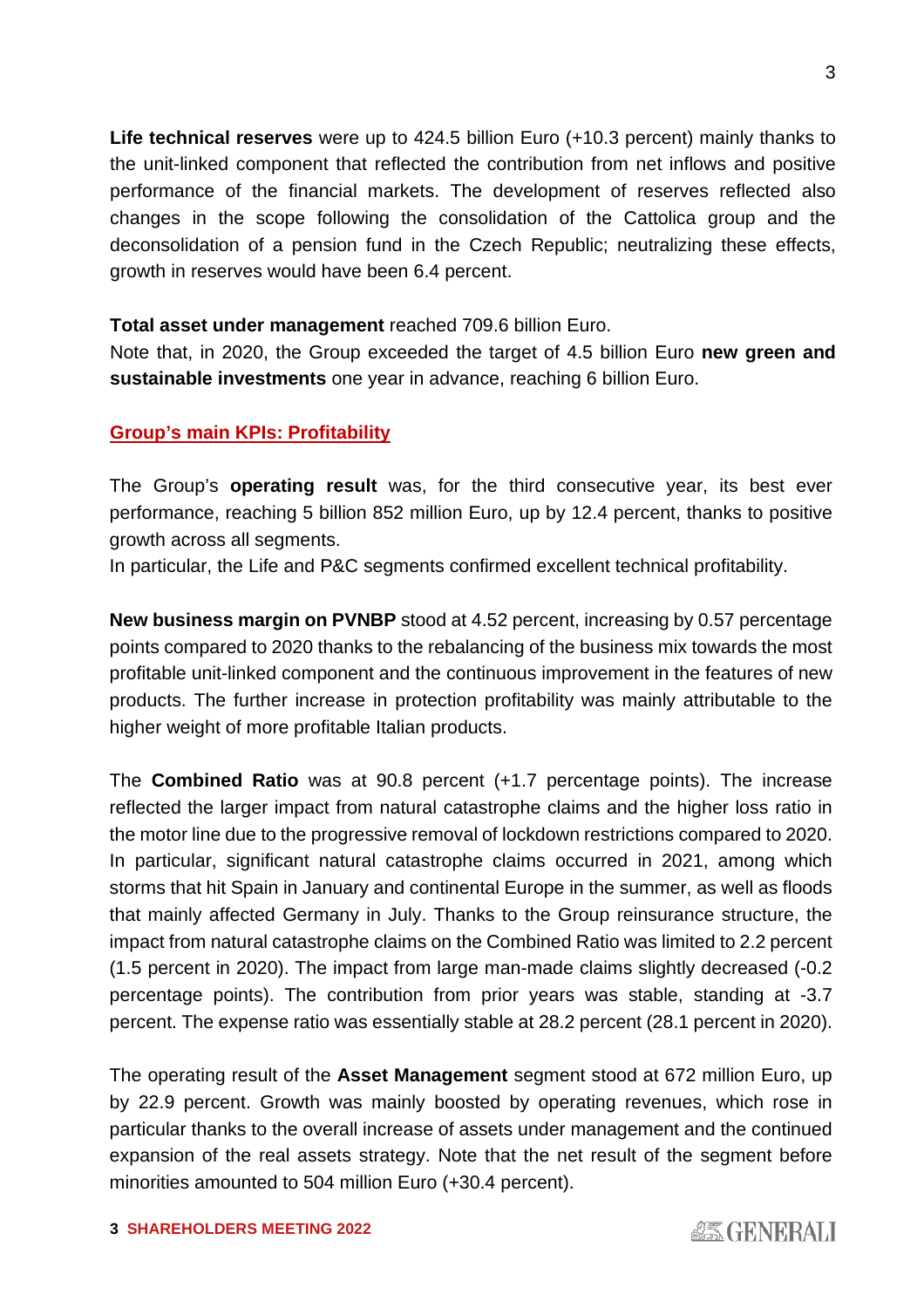**Life technical reserves** were up to 424.5 billion Euro (+10.3 percent) mainly thanks to the unit-linked component that reflected the contribution from net inflows and positive performance of the financial markets. The development of reserves reflected also changes in the scope following the consolidation of the Cattolica group and the deconsolidation of a pension fund in the Czech Republic; neutralizing these effects, growth in reserves would have been 6.4 percent.

**Total asset under management** reached 709.6 billion Euro.
Note that, in 2020, the Group exceeded the target of 4.5 billion Euro **new green and sustainable investments** one year in advance, reaching 6 billion Euro.

## Group's main KPIs: Profitability

The Group's **operating result** was, for the third consecutive year, its best ever performance, reaching 5 billion 852 million Euro, up by 12.4 percent, thanks to positive growth across all segments.
In particular, the Life and P&C segments confirmed excellent technical profitability.

**New business margin on PVNBP** stood at 4.52 percent, increasing by 0.57 percentage points compared to 2020 thanks to the rebalancing of the business mix towards the most profitable unit-linked component and the continuous improvement in the features of new products. The further increase in protection profitability was mainly attributable to the higher weight of more profitable Italian products.

The **Combined Ratio** was at 90.8 percent (+1.7 percentage points). The increase reflected the larger impact from natural catastrophe claims and the higher loss ratio in the motor line due to the progressive removal of lockdown restrictions compared to 2020. In particular, significant natural catastrophe claims occurred in 2021, among which storms that hit Spain in January and continental Europe in the summer, as well as floods that mainly affected Germany in July. Thanks to the Group reinsurance structure, the impact from natural catastrophe claims on the Combined Ratio was limited to 2.2 percent (1.5 percent in 2020). The impact from large man-made claims slightly decreased (-0.2 percentage points). The contribution from prior years was stable, standing at -3.7 percent. The expense ratio was essentially stable at 28.2 percent (28.1 percent in 2020).

The operating result of the **Asset Management** segment stood at 672 million Euro, up by 22.9 percent. Growth was mainly boosted by operating revenues, which rose in particular thanks to the overall increase of assets under management and the continued expansion of the real assets strategy. Note that the net result of the segment before minorities amounted to 504 million Euro (+30.4 percent).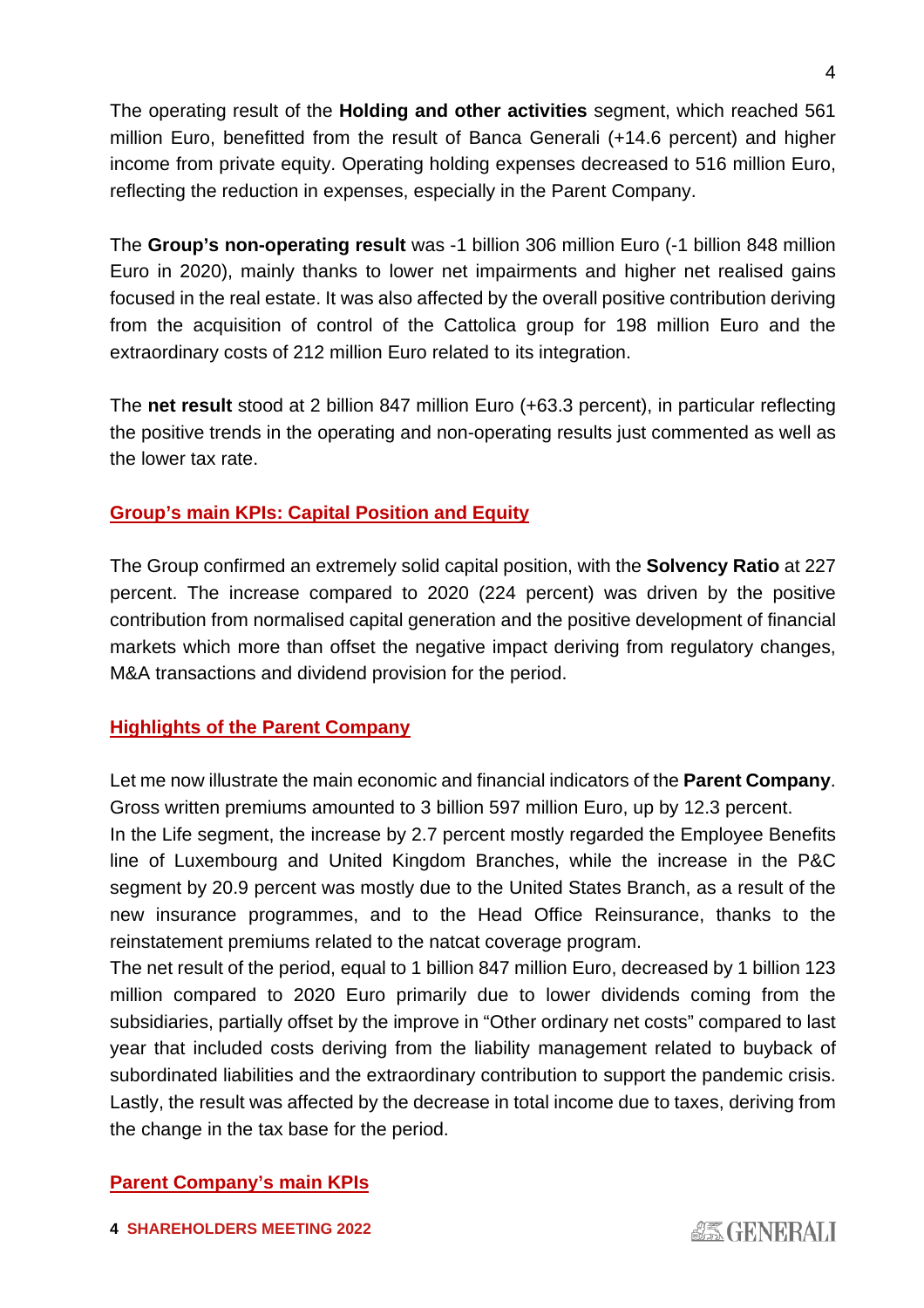The operating result of the **Holding and other activities** segment, which reached 561 million Euro, benefitted from the result of Banca Generali (+14.6 percent) and higher income from private equity. Operating holding expenses decreased to 516 million Euro, reflecting the reduction in expenses, especially in the Parent Company.

The **Group's non-operating result** was -1 billion 306 million Euro (-1 billion 848 million Euro in 2020), mainly thanks to lower net impairments and higher net realised gains focused in the real estate. It was also affected by the overall positive contribution deriving from the acquisition of control of the Cattolica group for 198 million Euro and the extraordinary costs of 212 million Euro related to its integration.

The **net result** stood at 2 billion 847 million Euro (+63.3 percent), in particular reflecting the positive trends in the operating and non-operating results just commented as well as the lower tax rate.

## Group's main KPIs: Capital Position and Equity

The Group confirmed an extremely solid capital position, with the **Solvency Ratio** at 227 percent. The increase compared to 2020 (224 percent) was driven by the positive contribution from normalised capital generation and the positive development of financial markets which more than offset the negative impact deriving from regulatory changes, M&A transactions and dividend provision for the period.

## Highlights of the Parent Company

Let me now illustrate the main economic and financial indicators of the **Parent Company**. Gross written premiums amounted to 3 billion 597 million Euro, up by 12.3 percent.
In the Life segment, the increase by 2.7 percent mostly regarded the Employee Benefits line of Luxembourg and United Kingdom Branches, while the increase in the P&C segment by 20.9 percent was mostly due to the United States Branch, as a result of the new insurance programmes, and to the Head Office Reinsurance, thanks to the reinstatement premiums related to the natcat coverage program.
The net result of the period, equal to 1 billion 847 million Euro, decreased by 1 billion 123 million compared to 2020 Euro primarily due to lower dividends coming from the subsidiaries, partially offset by the improve in "Other ordinary net costs" compared to last year that included costs deriving from the liability management related to buyback of subordinated liabilities and the extraordinary contribution to support the pandemic crisis. Lastly, the result was affected by the decrease in total income due to taxes, deriving from the change in the tax base for the period.

## Parent Company's main KPIs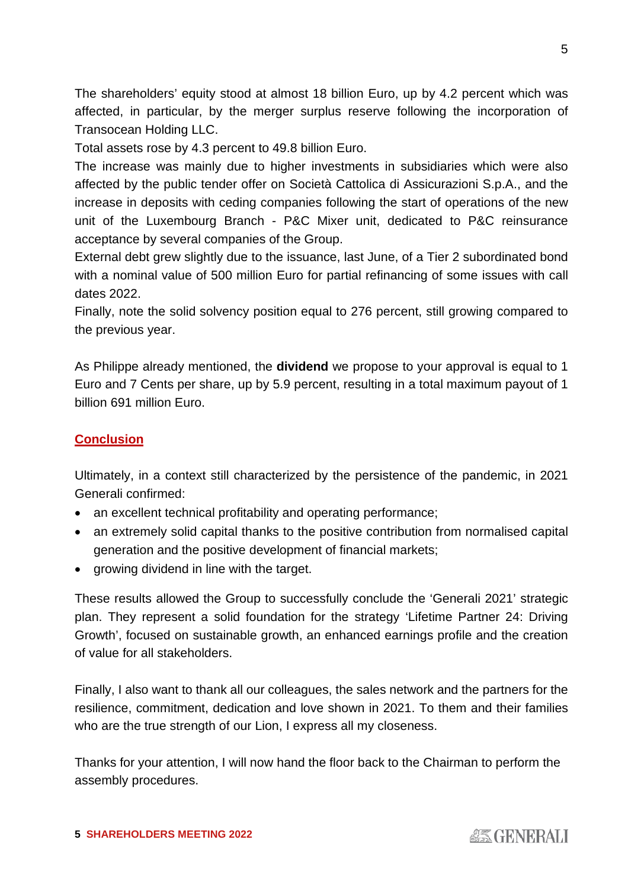The shareholders' equity stood at almost 18 billion Euro, up by 4.2 percent which was affected, in particular, by the merger surplus reserve following the incorporation of Transocean Holding LLC.

Total assets rose by 4.3 percent to 49.8 billion Euro.

The increase was mainly due to higher investments in subsidiaries which were also affected by the public tender offer on Società Cattolica di Assicurazioni S.p.A., and the increase in deposits with ceding companies following the start of operations of the new unit of the Luxembourg Branch - P&C Mixer unit, dedicated to P&C reinsurance acceptance by several companies of the Group.

External debt grew slightly due to the issuance, last June, of a Tier 2 subordinated bond with a nominal value of 500 million Euro for partial refinancing of some issues with call dates 2022.

Finally, note the solid solvency position equal to 276 percent, still growing compared to the previous year.

As Philippe already mentioned, the **dividend** we propose to your approval is equal to 1 Euro and 7 Cents per share, up by 5.9 percent, resulting in a total maximum payout of 1 billion 691 million Euro.

## Conclusion

Ultimately, in a context still characterized by the persistence of the pandemic, in 2021 Generali confirmed:

- an excellent technical profitability and operating performance;
- an extremely solid capital thanks to the positive contribution from normalised capital generation and the positive development of financial markets;
- growing dividend in line with the target.

These results allowed the Group to successfully conclude the 'Generali 2021' strategic plan. They represent a solid foundation for the strategy 'Lifetime Partner 24: Driving Growth', focused on sustainable growth, an enhanced earnings profile and the creation of value for all stakeholders.

Finally, I also want to thank all our colleagues, the sales network and the partners for the resilience, commitment, dedication and love shown in 2021. To them and their families who are the true strength of our Lion, I express all my closeness.

Thanks for your attention, I will now hand the floor back to the Chairman to perform the assembly procedures.